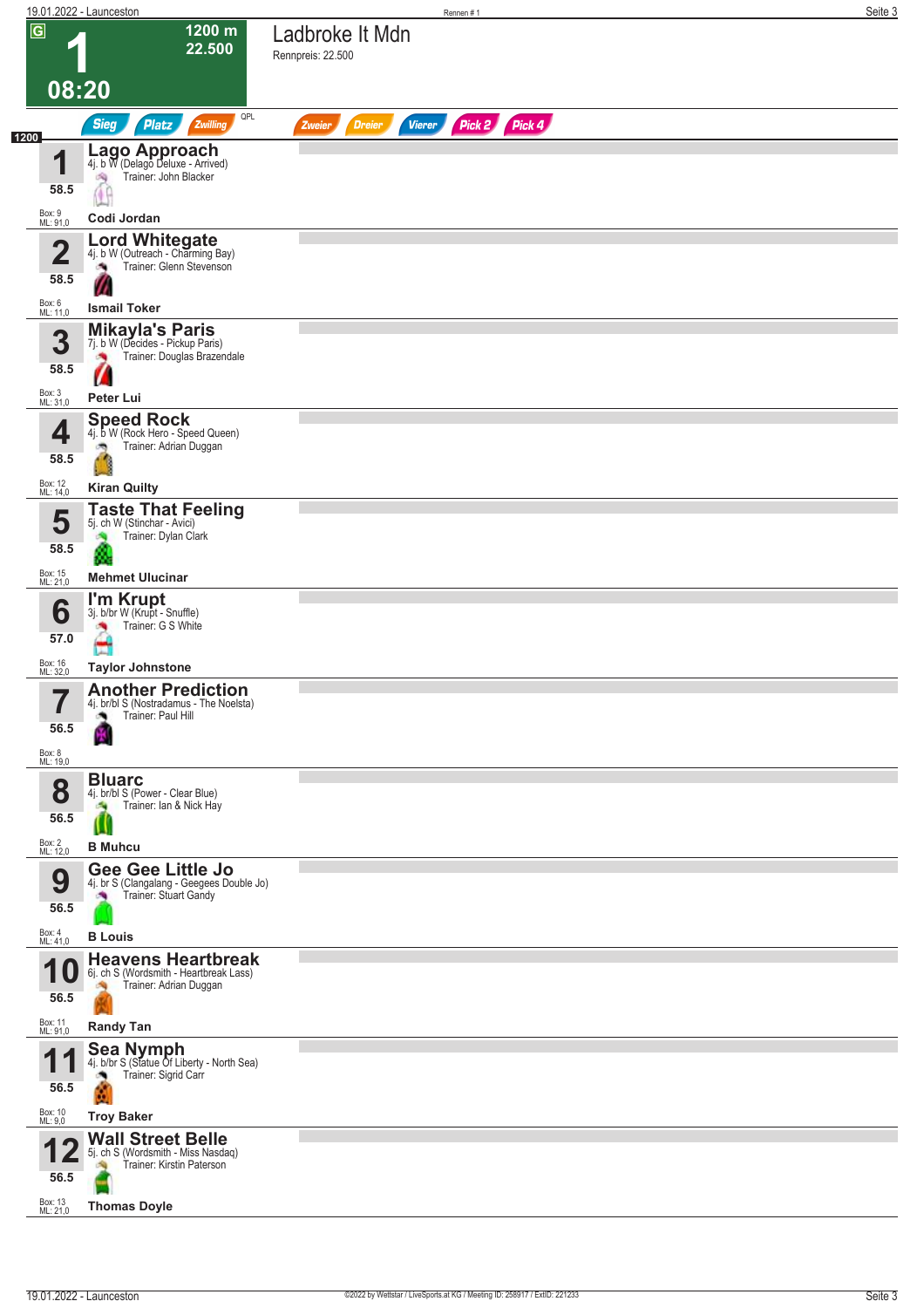# Rennen # 1

**1** — 08:20 — 1200 m — 22.500

## Ladbroke It Mdn

Rennpreis: 22.500

Sieg | Platz | Zwilling | QPL | Zweier | Dreier | Vierer | Pick 2 | Pick 4

1200

| Nr. | Gewicht | Pferd | Abstammung | Trainer | Jockey | Box | ML |
|---|---|---|---|---|---|---|---|
| 1 | 58.5 | **Lago Approach** | 4j. b W (Delago Deluxe - Arrived) | John Blacker | Codi Jordan | 9 | 91,0 |
| 2 | 58.5 | **Lord Whitegate** | 4j. b W (Outreach - Charming Bay) | Glenn Stevenson | Ismail Toker | 6 | 11,0 |
| 3 | 58.5 | **Mikayla's Paris** | 7j. b W (Decides - Pickup Paris) | Douglas Brazendale | Peter Lui | 3 | 31,0 |
| 4 | 58.5 | **Speed Rock** | 4j. b W (Rock Hero - Speed Queen) | Adrian Duggan | Kiran Quilty | 12 | 14,0 |
| 5 | 58.5 | **Taste That Feeling** | 5j. ch W (Stinchar - Avici) | Dylan Clark | Mehmet Ulucinar | 15 | 21,0 |
| 6 | 57.0 | **I'm Krupt** | 3j. b/br W (Krupt - Snuffle) | G S White | Taylor Johnstone | 16 | 32,0 |
| 7 | 56.5 | **Another Prediction** | 4j. br/bl S (Nostradamus - The Noelsta) | Paul Hill | | 8 | 19,0 |
| 8 | 56.5 | **Bluarc** | 4j. br/bl S (Power - Clear Blue) | Ian & Nick Hay | B Muhcu | 2 | 12,0 |
| 9 | 56.5 | **Gee Gee Little Jo** | 4j. br S (Clangalang - Geegees Double Jo) | Stuart Gandy | B Louis | 4 | 41,0 |
| 10 | 56.5 | **Heavens Heartbreak** | 6j. ch S (Wordsmith - Heartbreak Lass) | Adrian Duggan | Randy Tan | 11 | 91,0 |
| 11 | 56.5 | **Sea Nymph** | 4j. b/br S (Statue Of Liberty - North Sea) | Sigrid Carr | Troy Baker | 10 | 9,0 |
| 12 | 56.5 | **Wall Street Belle** | 5j. ch S (Wordsmith - Miss Nasdaq) | Kirstin Paterson | Thomas Doyle | 13 | 21,0 |

©2022 by Wettstar / LiveSports.at KG / Meeting ID: 258917 / ExtID: 221233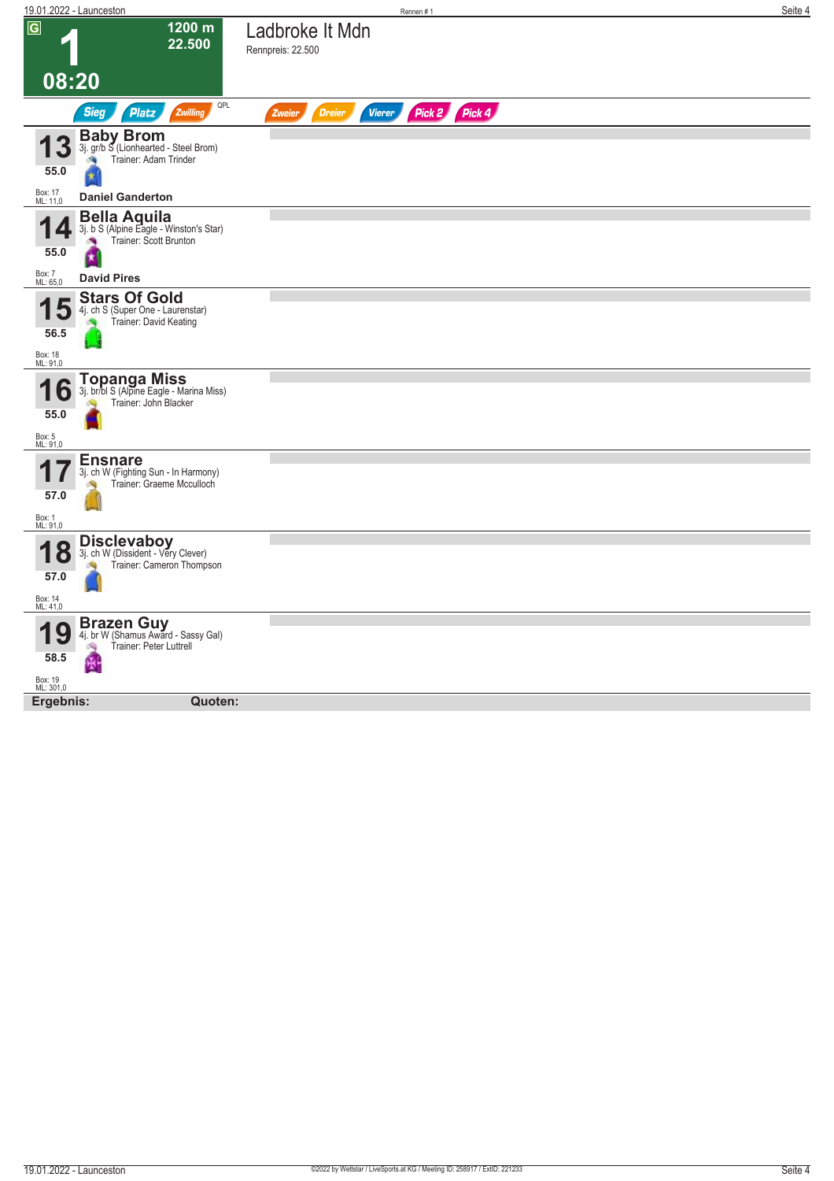**G**

# 1

**1200 m**
**22.500**

**08:20**

## Ladbroke It Mdn

Rennpreis: 22.500

Sieg | Platz | Zwilling | QPL | Zweier | Dreier | Vierer | Pick 2 | Pick 4

---

**13** — **Baby Brom**
3j. gr/b S (Lionhearted - Steel Brom)
Trainer: Adam Trinder
55.0
Box: 17
ML: 11,0
**Daniel Ganderton**

---

**14** — **Bella Aquila**
3j. b S (Alpine Eagle - Winston's Star)
Trainer: Scott Brunton
55.0
Box: 7
ML: 65,0
**David Pires**

---

**15** — **Stars Of Gold**
4j. ch S (Super One - Laurenstar)
Trainer: David Keating
56.5
Box: 18
ML: 91,0

---

**16** — **Topanga Miss**
3j. br/bl S (Alpine Eagle - Marina Miss)
Trainer: John Blacker
55.0
Box: 5
ML: 91,0

---

**17** — **Ensnare**
3j. ch W (Fighting Sun - In Harmony)
Trainer: Graeme Mcculloch
57.0
Box: 1
ML: 91,0

---

**18** — **Disclevaboy**
3j. ch W (Dissident - Very Clever)
Trainer: Cameron Thompson
57.0
Box: 14
ML: 41,0

---

**19** — **Brazen Guy**
4j. br W (Shamus Award - Sassy Gal)
Trainer: Peter Luttrell
58.5
Box: 19
ML: 301,0

---

**Ergebnis:** **Quoten:**